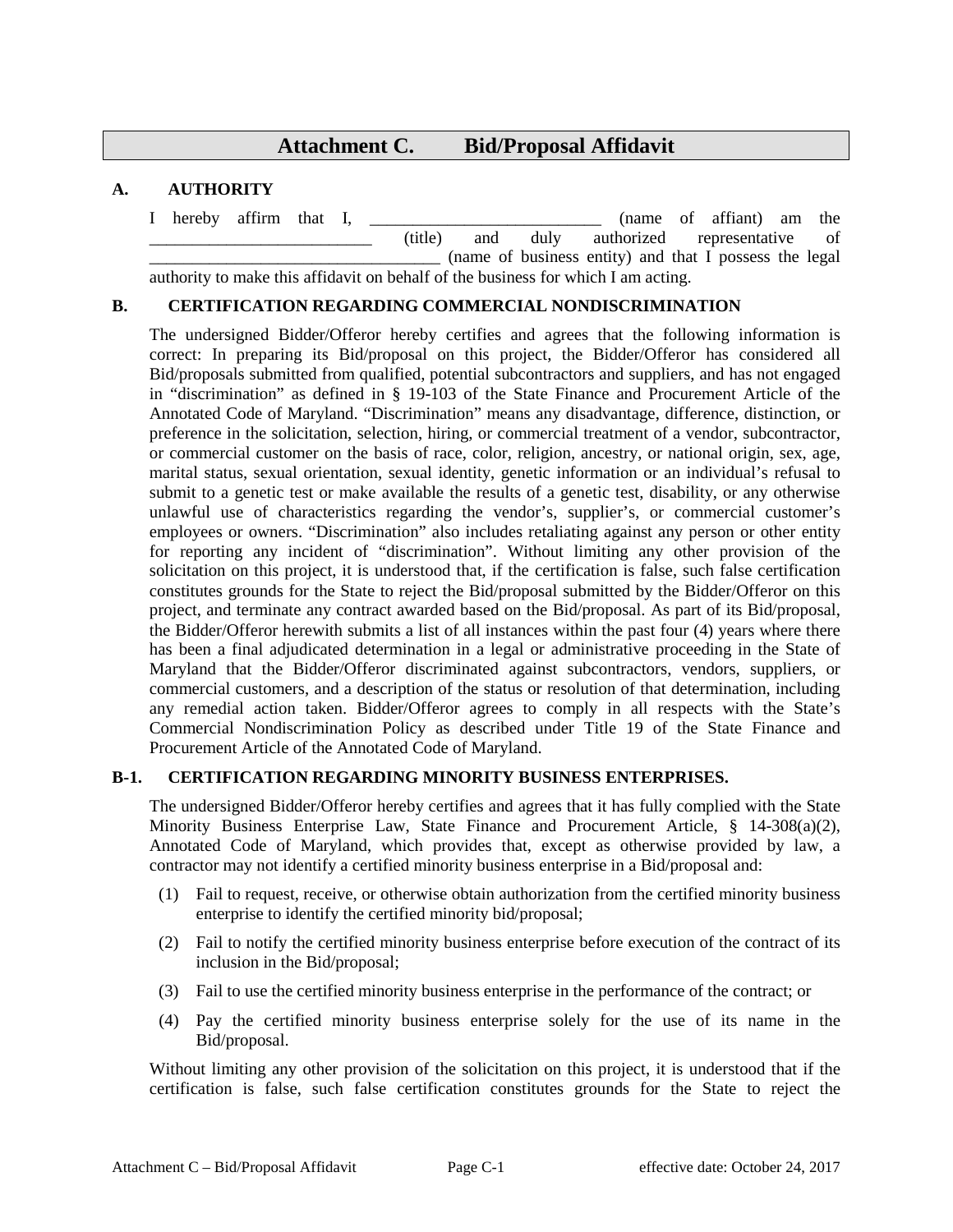# Attachment C. Bid/Proposal Affidavit

## A. AUTHORITY

I hereby affirm that I, ___________________________ (name of affiant) am the __________________________ (title) and duly authorized representative of _________________________________ (name of business entity) and that I possess the legal authority to make this affidavit on behalf of the business for which I am acting.

## B. CERTIFICATION REGARDING COMMERCIAL NONDISCRIMINATION

The undersigned Bidder/Offeror hereby certifies and agrees that the following information is correct: In preparing its Bid/proposal on this project, the Bidder/Offeror has considered all Bid/proposals submitted from qualified, potential subcontractors and suppliers, and has not engaged in "discrimination" as defined in § 19-103 of the State Finance and Procurement Article of the Annotated Code of Maryland. "Discrimination" means any disadvantage, difference, distinction, or preference in the solicitation, selection, hiring, or commercial treatment of a vendor, subcontractor, or commercial customer on the basis of race, color, religion, ancestry, or national origin, sex, age, marital status, sexual orientation, sexual identity, genetic information or an individual's refusal to submit to a genetic test or make available the results of a genetic test, disability, or any otherwise unlawful use of characteristics regarding the vendor's, supplier's, or commercial customer's employees or owners. "Discrimination" also includes retaliating against any person or other entity for reporting any incident of "discrimination". Without limiting any other provision of the solicitation on this project, it is understood that, if the certification is false, such false certification constitutes grounds for the State to reject the Bid/proposal submitted by the Bidder/Offeror on this project, and terminate any contract awarded based on the Bid/proposal. As part of its Bid/proposal, the Bidder/Offeror herewith submits a list of all instances within the past four (4) years where there has been a final adjudicated determination in a legal or administrative proceeding in the State of Maryland that the Bidder/Offeror discriminated against subcontractors, vendors, suppliers, or commercial customers, and a description of the status or resolution of that determination, including any remedial action taken. Bidder/Offeror agrees to comply in all respects with the State's Commercial Nondiscrimination Policy as described under Title 19 of the State Finance and Procurement Article of the Annotated Code of Maryland.

## B-1. CERTIFICATION REGARDING MINORITY BUSINESS ENTERPRISES.

The undersigned Bidder/Offeror hereby certifies and agrees that it has fully complied with the State Minority Business Enterprise Law, State Finance and Procurement Article, § 14-308(a)(2), Annotated Code of Maryland, which provides that, except as otherwise provided by law, a contractor may not identify a certified minority business enterprise in a Bid/proposal and:

(1) Fail to request, receive, or otherwise obtain authorization from the certified minority business enterprise to identify the certified minority bid/proposal;

(2) Fail to notify the certified minority business enterprise before execution of the contract of its inclusion in the Bid/proposal;

(3) Fail to use the certified minority business enterprise in the performance of the contract; or

(4) Pay the certified minority business enterprise solely for the use of its name in the Bid/proposal.

Without limiting any other provision of the solicitation on this project, it is understood that if the certification is false, such false certification constitutes grounds for the State to reject the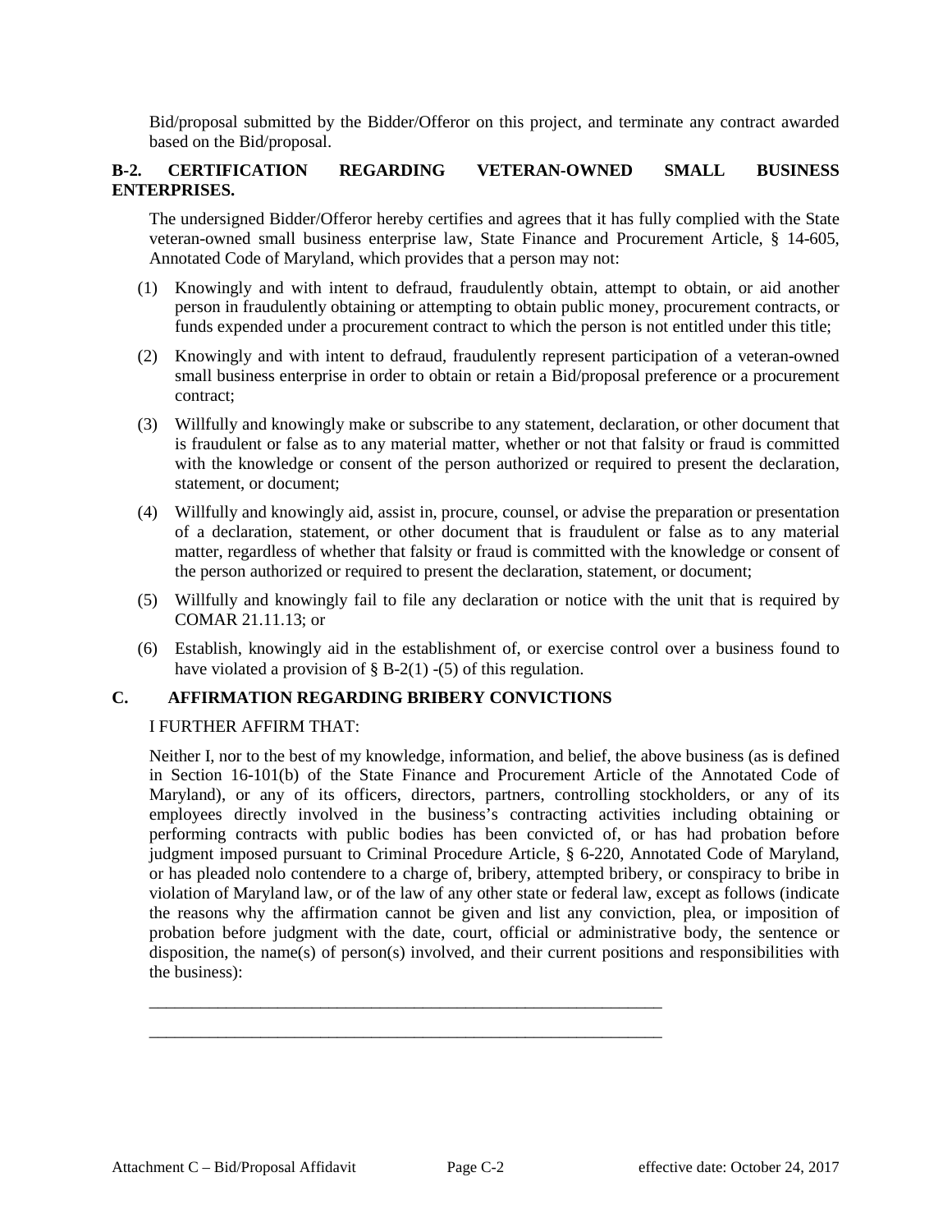Bid/proposal submitted by the Bidder/Offeror on this project, and terminate any contract awarded based on the Bid/proposal.

**B-2. CERTIFICATION REGARDING VETERAN-OWNED SMALL BUSINESS ENTERPRISES.**

The undersigned Bidder/Offeror hereby certifies and agrees that it has fully complied with the State veteran-owned small business enterprise law, State Finance and Procurement Article, § 14-605, Annotated Code of Maryland, which provides that a person may not:

(1) Knowingly and with intent to defraud, fraudulently obtain, attempt to obtain, or aid another person in fraudulently obtaining or attempting to obtain public money, procurement contracts, or funds expended under a procurement contract to which the person is not entitled under this title;

(2) Knowingly and with intent to defraud, fraudulently represent participation of a veteran-owned small business enterprise in order to obtain or retain a Bid/proposal preference or a procurement contract;

(3) Willfully and knowingly make or subscribe to any statement, declaration, or other document that is fraudulent or false as to any material matter, whether or not that falsity or fraud is committed with the knowledge or consent of the person authorized or required to present the declaration, statement, or document;

(4) Willfully and knowingly aid, assist in, procure, counsel, or advise the preparation or presentation of a declaration, statement, or other document that is fraudulent or false as to any material matter, regardless of whether that falsity or fraud is committed with the knowledge or consent of the person authorized or required to present the declaration, statement, or document;

(5) Willfully and knowingly fail to file any declaration or notice with the unit that is required by COMAR 21.11.13; or

(6) Establish, knowingly aid in the establishment of, or exercise control over a business found to have violated a provision of § B-2(1) -(5) of this regulation.

**C. AFFIRMATION REGARDING BRIBERY CONVICTIONS**

I FURTHER AFFIRM THAT:

Neither I, nor to the best of my knowledge, information, and belief, the above business (as is defined in Section 16-101(b) of the State Finance and Procurement Article of the Annotated Code of Maryland), or any of its officers, directors, partners, controlling stockholders, or any of its employees directly involved in the business's contracting activities including obtaining or performing contracts with public bodies has been convicted of, or has had probation before judgment imposed pursuant to Criminal Procedure Article, § 6-220, Annotated Code of Maryland, or has pleaded nolo contendere to a charge of, bribery, attempted bribery, or conspiracy to bribe in violation of Maryland law, or of the law of any other state or federal law, except as follows (indicate the reasons why the affirmation cannot be given and list any conviction, plea, or imposition of probation before judgment with the date, court, official or administrative body, the sentence or disposition, the name(s) of person(s) involved, and their current positions and responsibilities with the business):

\_\_\_\_\_\_\_\_\_\_\_\_\_\_\_\_\_\_\_\_\_\_\_\_\_\_\_\_\_\_\_\_\_\_\_\_\_\_\_\_\_\_\_\_\_\_\_\_\_\_\_\_\_\_\_\_\_\_\_\_

\_\_\_\_\_\_\_\_\_\_\_\_\_\_\_\_\_\_\_\_\_\_\_\_\_\_\_\_\_\_\_\_\_\_\_\_\_\_\_\_\_\_\_\_\_\_\_\_\_\_\_\_\_\_\_\_\_\_\_\_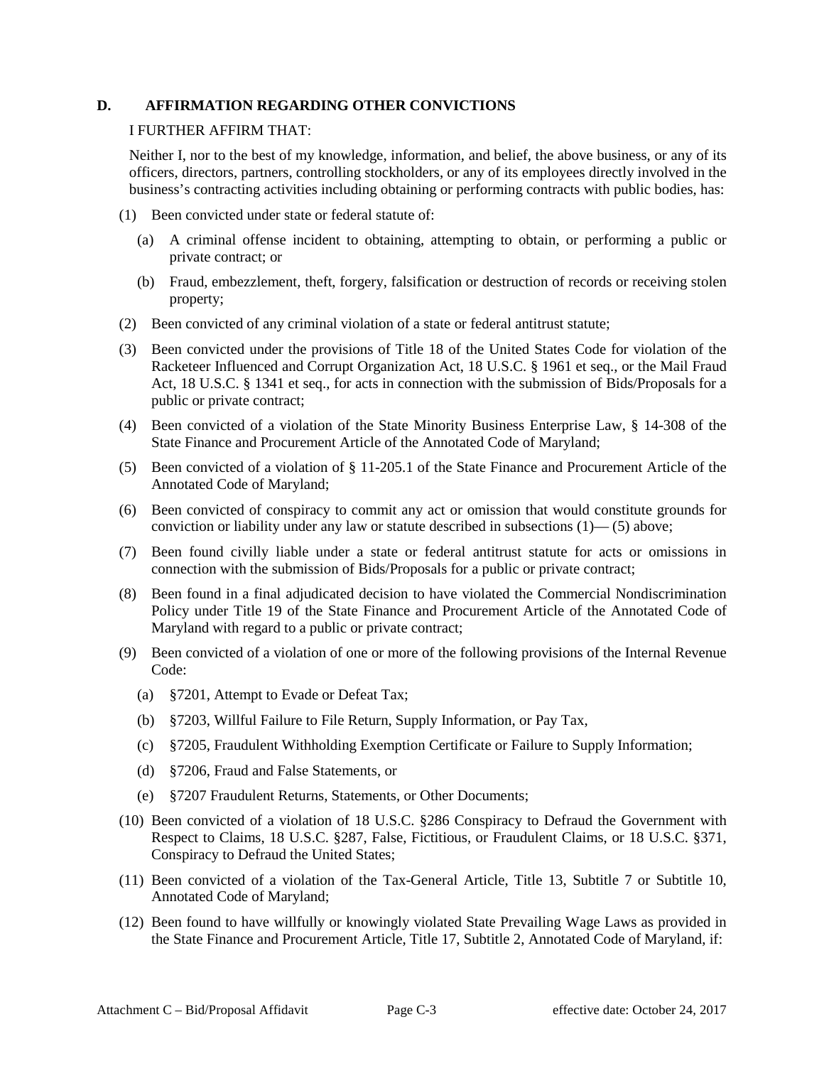## D. AFFIRMATION REGARDING OTHER CONVICTIONS

I FURTHER AFFIRM THAT:

Neither I, nor to the best of my knowledge, information, and belief, the above business, or any of its officers, directors, partners, controlling stockholders, or any of its employees directly involved in the business's contracting activities including obtaining or performing contracts with public bodies, has:

(1) Been convicted under state or federal statute of:

  (a) A criminal offense incident to obtaining, attempting to obtain, or performing a public or private contract; or

  (b) Fraud, embezzlement, theft, forgery, falsification or destruction of records or receiving stolen property;

(2) Been convicted of any criminal violation of a state or federal antitrust statute;

(3) Been convicted under the provisions of Title 18 of the United States Code for violation of the Racketeer Influenced and Corrupt Organization Act, 18 U.S.C. § 1961 et seq., or the Mail Fraud Act, 18 U.S.C. § 1341 et seq., for acts in connection with the submission of Bids/Proposals for a public or private contract;

(4) Been convicted of a violation of the State Minority Business Enterprise Law, § 14-308 of the State Finance and Procurement Article of the Annotated Code of Maryland;

(5) Been convicted of a violation of § 11-205.1 of the State Finance and Procurement Article of the Annotated Code of Maryland;

(6) Been convicted of conspiracy to commit any act or omission that would constitute grounds for conviction or liability under any law or statute described in subsections (1)— (5) above;

(7) Been found civilly liable under a state or federal antitrust statute for acts or omissions in connection with the submission of Bids/Proposals for a public or private contract;

(8) Been found in a final adjudicated decision to have violated the Commercial Nondiscrimination Policy under Title 19 of the State Finance and Procurement Article of the Annotated Code of Maryland with regard to a public or private contract;

(9) Been convicted of a violation of one or more of the following provisions of the Internal Revenue Code:

  (a) §7201, Attempt to Evade or Defeat Tax;

  (b) §7203, Willful Failure to File Return, Supply Information, or Pay Tax,

  (c) §7205, Fraudulent Withholding Exemption Certificate or Failure to Supply Information;

  (d) §7206, Fraud and False Statements, or

  (e) §7207 Fraudulent Returns, Statements, or Other Documents;

(10) Been convicted of a violation of 18 U.S.C. §286 Conspiracy to Defraud the Government with Respect to Claims, 18 U.S.C. §287, False, Fictitious, or Fraudulent Claims, or 18 U.S.C. §371, Conspiracy to Defraud the United States;

(11) Been convicted of a violation of the Tax-General Article, Title 13, Subtitle 7 or Subtitle 10, Annotated Code of Maryland;

(12) Been found to have willfully or knowingly violated State Prevailing Wage Laws as provided in the State Finance and Procurement Article, Title 17, Subtitle 2, Annotated Code of Maryland, if: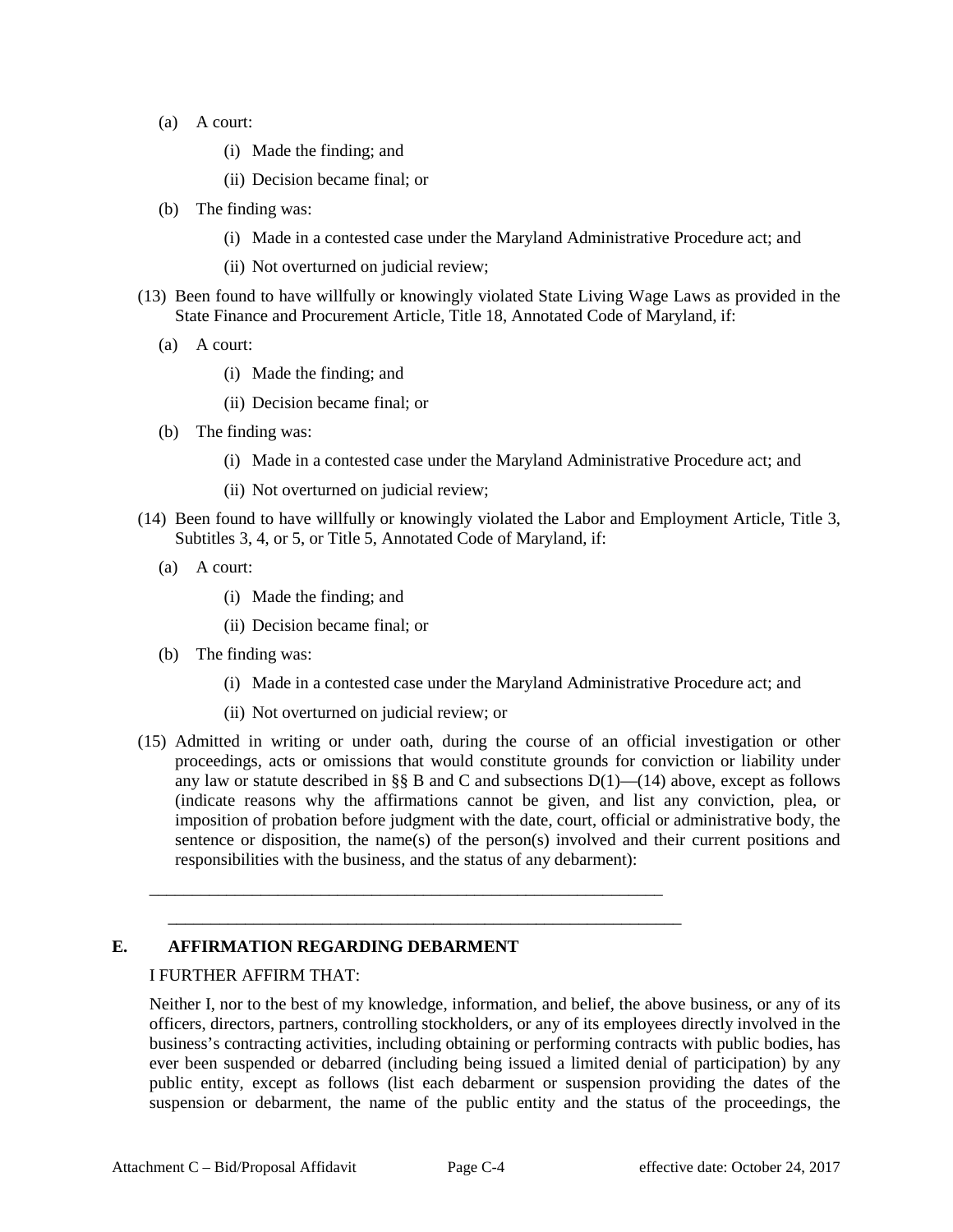(a) A court:

(i) Made the finding; and

(ii) Decision became final; or

(b) The finding was:

(i) Made in a contested case under the Maryland Administrative Procedure act; and

(ii) Not overturned on judicial review;

(13) Been found to have willfully or knowingly violated State Living Wage Laws as provided in the State Finance and Procurement Article, Title 18, Annotated Code of Maryland, if:

(a) A court:

(i) Made the finding; and

(ii) Decision became final; or

(b) The finding was:

(i) Made in a contested case under the Maryland Administrative Procedure act; and

(ii) Not overturned on judicial review;

(14) Been found to have willfully or knowingly violated the Labor and Employment Article, Title 3, Subtitles 3, 4, or 5, or Title 5, Annotated Code of Maryland, if:

(a) A court:

(i) Made the finding; and

(ii) Decision became final; or

(b) The finding was:

(i) Made in a contested case under the Maryland Administrative Procedure act; and

(ii) Not overturned on judicial review; or

(15) Admitted in writing or under oath, during the course of an official investigation or other proceedings, acts or omissions that would constitute grounds for conviction or liability under any law or statute described in §§ B and C and subsections D(1)—(14) above, except as follows (indicate reasons why the affirmations cannot be given, and list any conviction, plea, or imposition of probation before judgment with the date, court, official or administrative body, the sentence or disposition, the name(s) of the person(s) involved and their current positions and responsibilities with the business, and the status of any debarment):

\_\_\_\_\_\_\_\_\_\_\_\_\_\_\_\_\_\_\_\_\_\_\_\_\_\_\_\_\_\_\_\_\_\_\_\_\_\_\_\_\_\_\_\_\_\_\_\_\_\_\_\_\_\_\_\_\_\_\_\_

\_\_\_\_\_\_\_\_\_\_\_\_\_\_\_\_\_\_\_\_\_\_\_\_\_\_\_\_\_\_\_\_\_\_\_\_\_\_\_\_\_\_\_\_\_\_\_\_\_\_\_\_\_\_\_\_\_\_\_\_

## E. AFFIRMATION REGARDING DEBARMENT

I FURTHER AFFIRM THAT:

Neither I, nor to the best of my knowledge, information, and belief, the above business, or any of its officers, directors, partners, controlling stockholders, or any of its employees directly involved in the business's contracting activities, including obtaining or performing contracts with public bodies, has ever been suspended or debarred (including being issued a limited denial of participation) by any public entity, except as follows (list each debarment or suspension providing the dates of the suspension or debarment, the name of the public entity and the status of the proceedings, the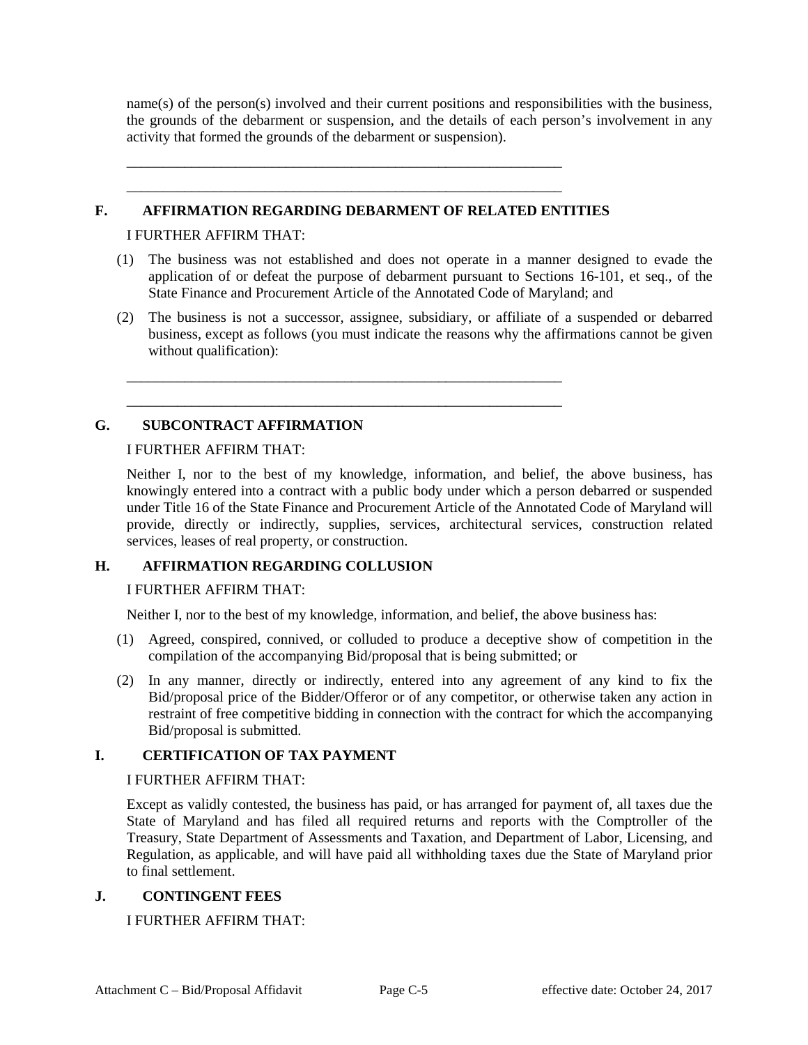name(s) of the person(s) involved and their current positions and responsibilities with the business, the grounds of the debarment or suspension, and the details of each person's involvement in any activity that formed the grounds of the debarment or suspension).

\_\_\_\_\_\_\_\_\_\_\_\_\_\_\_\_\_\_\_\_\_\_\_\_\_\_\_\_\_\_\_\_\_\_\_\_\_\_\_\_\_\_\_\_\_\_\_\_\_\_\_\_\_\_\_\_\_\_\_\_

\_\_\_\_\_\_\_\_\_\_\_\_\_\_\_\_\_\_\_\_\_\_\_\_\_\_\_\_\_\_\_\_\_\_\_\_\_\_\_\_\_\_\_\_\_\_\_\_\_\_\_\_\_\_\_\_\_\_\_\_

## F. AFFIRMATION REGARDING DEBARMENT OF RELATED ENTITIES

I FURTHER AFFIRM THAT:

(1) The business was not established and does not operate in a manner designed to evade the application of or defeat the purpose of debarment pursuant to Sections 16-101, et seq., of the State Finance and Procurement Article of the Annotated Code of Maryland; and

(2) The business is not a successor, assignee, subsidiary, or affiliate of a suspended or debarred business, except as follows (you must indicate the reasons why the affirmations cannot be given without qualification):

\_\_\_\_\_\_\_\_\_\_\_\_\_\_\_\_\_\_\_\_\_\_\_\_\_\_\_\_\_\_\_\_\_\_\_\_\_\_\_\_\_\_\_\_\_\_\_\_\_\_\_\_\_\_\_\_\_\_\_\_

\_\_\_\_\_\_\_\_\_\_\_\_\_\_\_\_\_\_\_\_\_\_\_\_\_\_\_\_\_\_\_\_\_\_\_\_\_\_\_\_\_\_\_\_\_\_\_\_\_\_\_\_\_\_\_\_\_\_\_\_

## G. SUBCONTRACT AFFIRMATION

I FURTHER AFFIRM THAT:

Neither I, nor to the best of my knowledge, information, and belief, the above business, has knowingly entered into a contract with a public body under which a person debarred or suspended under Title 16 of the State Finance and Procurement Article of the Annotated Code of Maryland will provide, directly or indirectly, supplies, services, architectural services, construction related services, leases of real property, or construction.

## H. AFFIRMATION REGARDING COLLUSION

I FURTHER AFFIRM THAT:

Neither I, nor to the best of my knowledge, information, and belief, the above business has:

(1) Agreed, conspired, connived, or colluded to produce a deceptive show of competition in the compilation of the accompanying Bid/proposal that is being submitted; or

(2) In any manner, directly or indirectly, entered into any agreement of any kind to fix the Bid/proposal price of the Bidder/Offeror or of any competitor, or otherwise taken any action in restraint of free competitive bidding in connection with the contract for which the accompanying Bid/proposal is submitted.

## I. CERTIFICATION OF TAX PAYMENT

I FURTHER AFFIRM THAT:

Except as validly contested, the business has paid, or has arranged for payment of, all taxes due the State of Maryland and has filed all required returns and reports with the Comptroller of the Treasury, State Department of Assessments and Taxation, and Department of Labor, Licensing, and Regulation, as applicable, and will have paid all withholding taxes due the State of Maryland prior to final settlement.

## J. CONTINGENT FEES

I FURTHER AFFIRM THAT: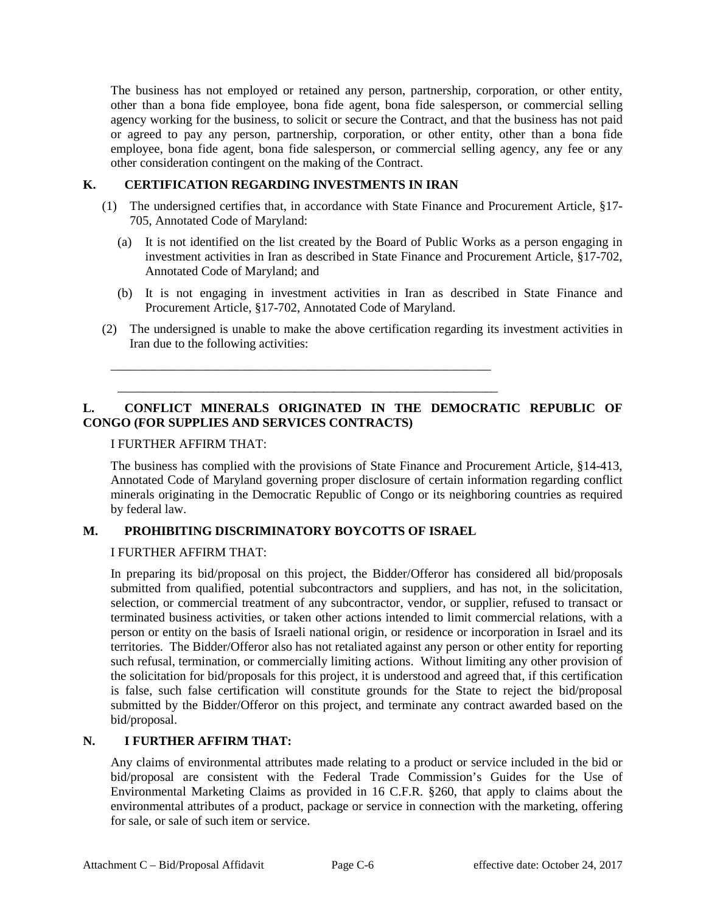The business has not employed or retained any person, partnership, corporation, or other entity, other than a bona fide employee, bona fide agent, bona fide salesperson, or commercial selling agency working for the business, to solicit or secure the Contract, and that the business has not paid or agreed to pay any person, partnership, corporation, or other entity, other than a bona fide employee, bona fide agent, bona fide salesperson, or commercial selling agency, any fee or any other consideration contingent on the making of the Contract.

**K. CERTIFICATION REGARDING INVESTMENTS IN IRAN**

(1) The undersigned certifies that, in accordance with State Finance and Procurement Article, §17-705, Annotated Code of Maryland:

(a) It is not identified on the list created by the Board of Public Works as a person engaging in investment activities in Iran as described in State Finance and Procurement Article, §17-702, Annotated Code of Maryland; and

(b) It is not engaging in investment activities in Iran as described in State Finance and Procurement Article, §17-702, Annotated Code of Maryland.

(2) The undersigned is unable to make the above certification regarding its investment activities in Iran due to the following activities:

_______________________________________________________________

_______________________________________________________________

**L. CONFLICT MINERALS ORIGINATED IN THE DEMOCRATIC REPUBLIC OF CONGO (FOR SUPPLIES AND SERVICES CONTRACTS)**

I FURTHER AFFIRM THAT:

The business has complied with the provisions of State Finance and Procurement Article, §14-413, Annotated Code of Maryland governing proper disclosure of certain information regarding conflict minerals originating in the Democratic Republic of Congo or its neighboring countries as required by federal law.

**M. PROHIBITING DISCRIMINATORY BOYCOTTS OF ISRAEL**

I FURTHER AFFIRM THAT:

In preparing its bid/proposal on this project, the Bidder/Offeror has considered all bid/proposals submitted from qualified, potential subcontractors and suppliers, and has not, in the solicitation, selection, or commercial treatment of any subcontractor, vendor, or supplier, refused to transact or terminated business activities, or taken other actions intended to limit commercial relations, with a person or entity on the basis of Israeli national origin, or residence or incorporation in Israel and its territories. The Bidder/Offeror also has not retaliated against any person or other entity for reporting such refusal, termination, or commercially limiting actions. Without limiting any other provision of the solicitation for bid/proposals for this project, it is understood and agreed that, if this certification is false, such false certification will constitute grounds for the State to reject the bid/proposal submitted by the Bidder/Offeror on this project, and terminate any contract awarded based on the bid/proposal.

**N. I FURTHER AFFIRM THAT:**

Any claims of environmental attributes made relating to a product or service included in the bid or bid/proposal are consistent with the Federal Trade Commission's Guides for the Use of Environmental Marketing Claims as provided in 16 C.F.R. §260, that apply to claims about the environmental attributes of a product, package or service in connection with the marketing, offering for sale, or sale of such item or service.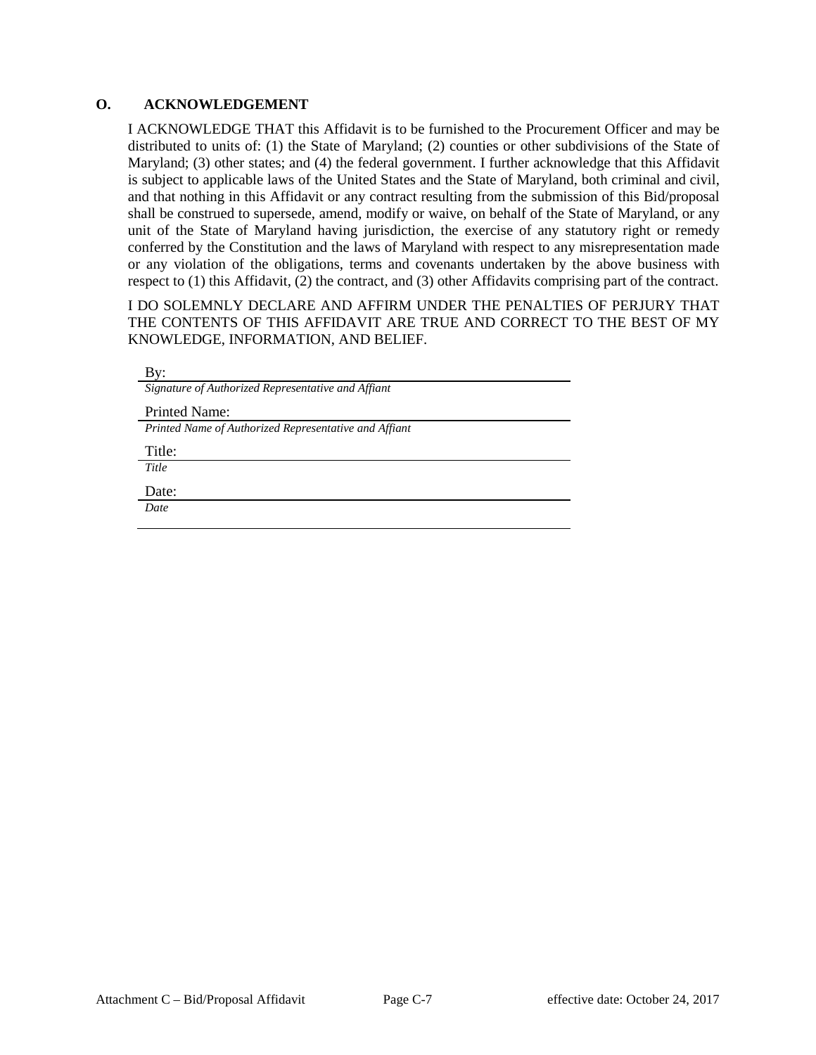### O. ACKNOWLEDGEMENT

I ACKNOWLEDGE THAT this Affidavit is to be furnished to the Procurement Officer and may be distributed to units of: (1) the State of Maryland; (2) counties or other subdivisions of the State of Maryland; (3) other states; and (4) the federal government. I further acknowledge that this Affidavit is subject to applicable laws of the United States and the State of Maryland, both criminal and civil, and that nothing in this Affidavit or any contract resulting from the submission of this Bid/proposal shall be construed to supersede, amend, modify or waive, on behalf of the State of Maryland, or any unit of the State of Maryland having jurisdiction, the exercise of any statutory right or remedy conferred by the Constitution and the laws of Maryland with respect to any misrepresentation made or any violation of the obligations, terms and covenants undertaken by the above business with respect to (1) this Affidavit, (2) the contract, and (3) other Affidavits comprising part of the contract.

I DO SOLEMNLY DECLARE AND AFFIRM UNDER THE PENALTIES OF PERJURY THAT THE CONTENTS OF THIS AFFIDAVIT ARE TRUE AND CORRECT TO THE BEST OF MY KNOWLEDGE, INFORMATION, AND BELIEF.

By:
*Signature of Authorized Representative and Affiant*

Printed Name:
*Printed Name of Authorized Representative and Affiant*

Title:
*Title*

Date:
*Date*